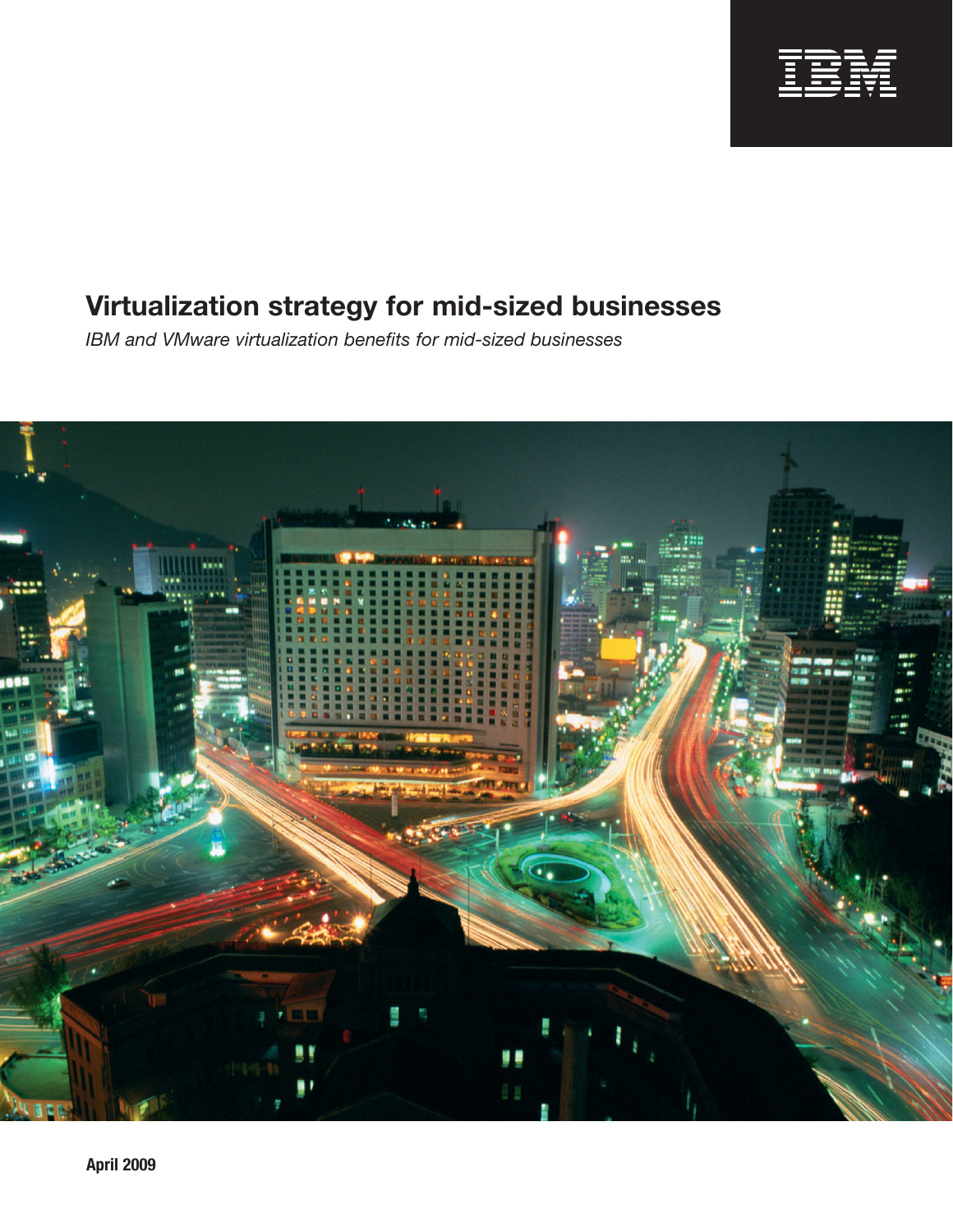# Virtualization strategy for mid-sized businesses

*IBM and VMware virtualization benefits for mid-sized businesses*

**April 2009**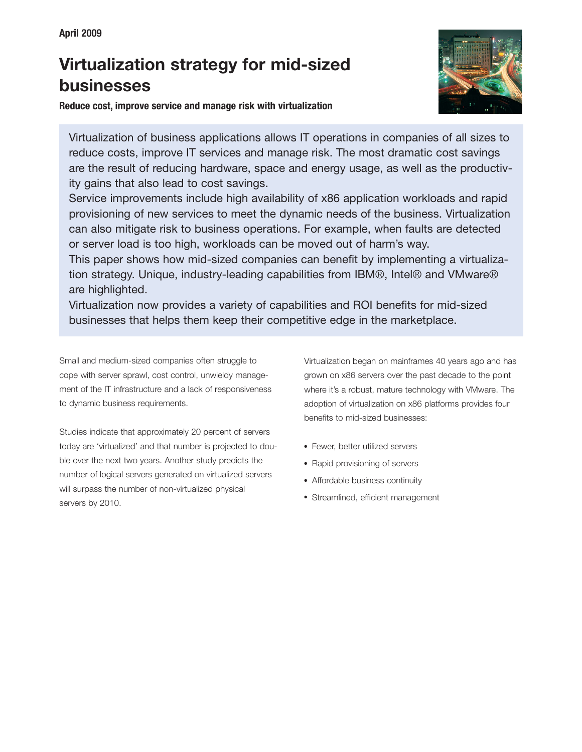April 2009

# Virtualization strategy for mid-sized businesses

**Reduce cost, improve service and manage risk with virtualization**

Virtualization of business applications allows IT operations in companies of all sizes to reduce costs, improve IT services and manage risk. The most dramatic cost savings are the result of reducing hardware, space and energy usage, as well as the productivity gains that also lead to cost savings.

Service improvements include high availability of x86 application workloads and rapid provisioning of new services to meet the dynamic needs of the business. Virtualization can also mitigate risk to business operations. For example, when faults are detected or server load is too high, workloads can be moved out of harm's way.

This paper shows how mid-sized companies can benefit by implementing a virtualization strategy. Unique, industry-leading capabilities from IBM®, Intel® and VMware® are highlighted.

Virtualization now provides a variety of capabilities and ROI benefits for mid-sized businesses that helps them keep their competitive edge in the marketplace.

Small and medium-sized companies often struggle to cope with server sprawl, cost control, unwieldy management of the IT infrastructure and a lack of responsiveness to dynamic business requirements.

Studies indicate that approximately 20 percent of servers today are 'virtualized' and that number is projected to double over the next two years. Another study predicts the number of logical servers generated on virtualized servers will surpass the number of non-virtualized physical servers by 2010.

Virtualization began on mainframes 40 years ago and has grown on x86 servers over the past decade to the point where it's a robust, mature technology with VMware. The adoption of virtualization on x86 platforms provides four benefits to mid-sized businesses:

- Fewer, better utilized servers
- Rapid provisioning of servers
- Affordable business continuity
- Streamlined, efficient management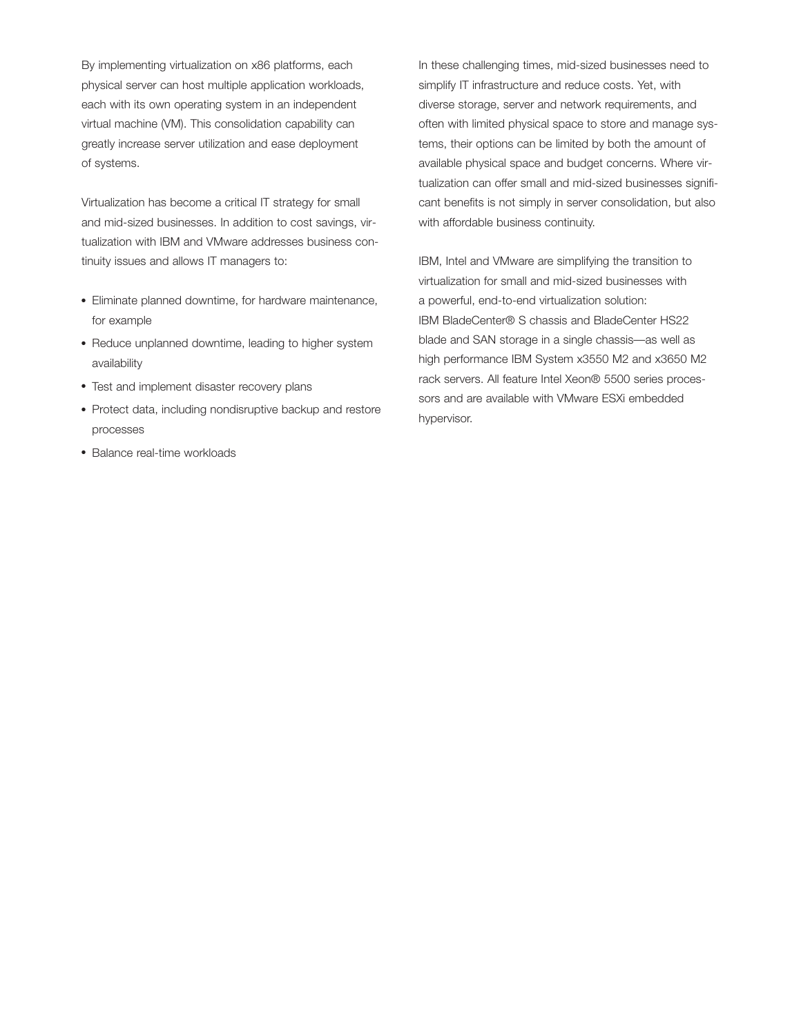By implementing virtualization on x86 platforms, each physical server can host multiple application workloads, each with its own operating system in an independent virtual machine (VM). This consolidation capability can greatly increase server utilization and ease deployment of systems.

Virtualization has become a critical IT strategy for small and mid-sized businesses. In addition to cost savings, virtualization with IBM and VMware addresses business continuity issues and allows IT managers to:

- Eliminate planned downtime, for hardware maintenance, for example
- Reduce unplanned downtime, leading to higher system availability
- Test and implement disaster recovery plans
- Protect data, including nondisruptive backup and restore processes
- Balance real-time workloads

In these challenging times, mid-sized businesses need to simplify IT infrastructure and reduce costs. Yet, with diverse storage, server and network requirements, and often with limited physical space to store and manage systems, their options can be limited by both the amount of available physical space and budget concerns. Where virtualization can offer small and mid-sized businesses significant benefits is not simply in server consolidation, but also with affordable business continuity.

IBM, Intel and VMware are simplifying the transition to virtualization for small and mid-sized businesses with a powerful, end-to-end virtualization solution: IBM BladeCenter® S chassis and BladeCenter HS22 blade and SAN storage in a single chassis—as well as high performance IBM System x3550 M2 and x3650 M2 rack servers. All feature Intel Xeon® 5500 series processors and are available with VMware ESXi embedded hypervisor.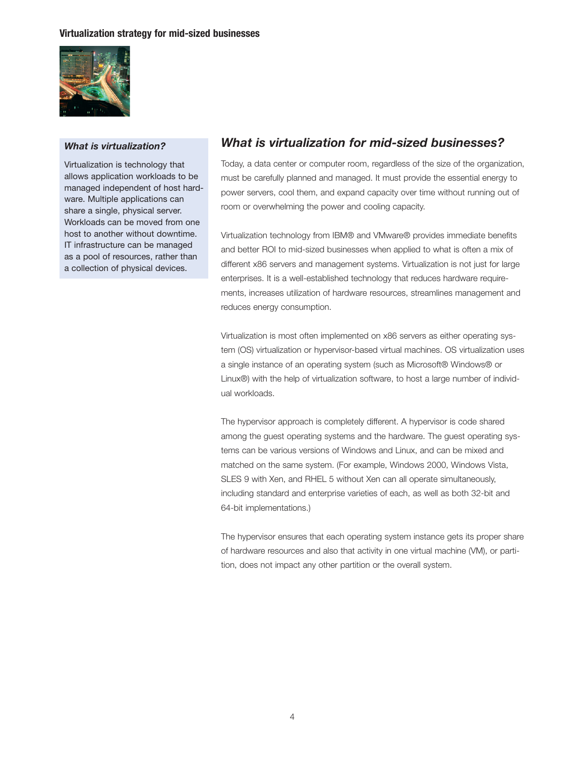### *What is virtualization?*

Virtualization is technology that allows application workloads to be managed independent of host hardware. Multiple applications can share a single, physical server. Workloads can be moved from one host to another without downtime. IT infrastructure can be managed as a pool of resources, rather than a collection of physical devices.

## *What is virtualization for mid-sized businesses?*

Today, a data center or computer room, regardless of the size of the organization, must be carefully planned and managed. It must provide the essential energy to power servers, cool them, and expand capacity over time without running out of room or overwhelming the power and cooling capacity.

Virtualization technology from IBM® and VMware® provides immediate benefits and better ROI to mid-sized businesses when applied to what is often a mix of different x86 servers and management systems. Virtualization is not just for large enterprises. It is a well-established technology that reduces hardware requirements, increases utilization of hardware resources, streamlines management and reduces energy consumption.

Virtualization is most often implemented on x86 servers as either operating system (OS) virtualization or hypervisor-based virtual machines. OS virtualization uses a single instance of an operating system (such as Microsoft® Windows® or Linux®) with the help of virtualization software, to host a large number of individual workloads.

The hypervisor approach is completely different. A hypervisor is code shared among the guest operating systems and the hardware. The guest operating systems can be various versions of Windows and Linux, and can be mixed and matched on the same system. (For example, Windows 2000, Windows Vista, SLES 9 with Xen, and RHEL 5 without Xen can all operate simultaneously, including standard and enterprise varieties of each, as well as both 32-bit and 64-bit implementations.)

The hypervisor ensures that each operating system instance gets its proper share of hardware resources and also that activity in one virtual machine (VM), or partition, does not impact any other partition or the overall system.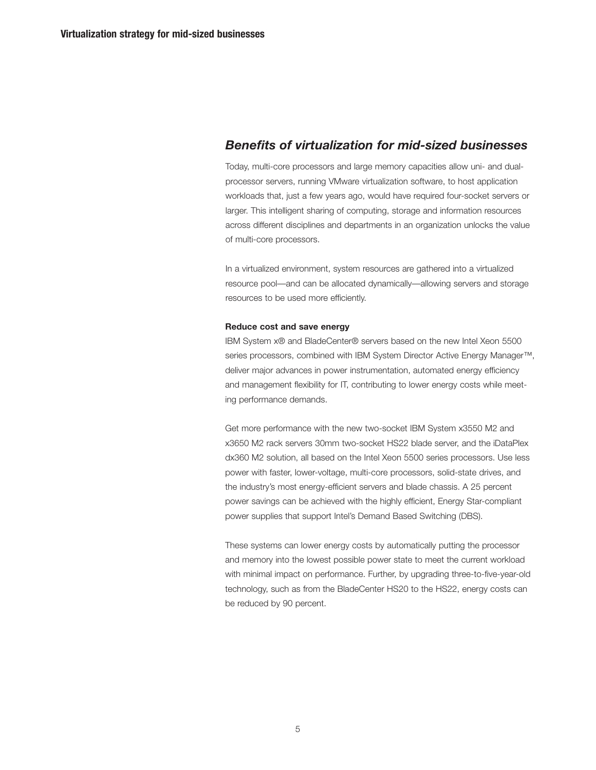## *Benefits of virtualization for mid-sized businesses*

Today, multi-core processors and large memory capacities allow uni- and dual-processor servers, running VMware virtualization software, to host application workloads that, just a few years ago, would have required four-socket servers or larger. This intelligent sharing of computing, storage and information resources across different disciplines and departments in an organization unlocks the value of multi-core processors.

In a virtualized environment, system resources are gathered into a virtualized resource pool—and can be allocated dynamically—allowing servers and storage resources to be used more efficiently.

**Reduce cost and save energy**

IBM System x® and BladeCenter® servers based on the new Intel Xeon 5500 series processors, combined with IBM System Director Active Energy Manager™, deliver major advances in power instrumentation, automated energy efficiency and management flexibility for IT, contributing to lower energy costs while meeting performance demands.

Get more performance with the new two-socket IBM System x3550 M2 and x3650 M2 rack servers 30mm two-socket HS22 blade server, and the iDataPlex dx360 M2 solution, all based on the Intel Xeon 5500 series processors. Use less power with faster, lower-voltage, multi-core processors, solid-state drives, and the industry's most energy-efficient servers and blade chassis. A 25 percent power savings can be achieved with the highly efficient, Energy Star-compliant power supplies that support Intel's Demand Based Switching (DBS).

These systems can lower energy costs by automatically putting the processor and memory into the lowest possible power state to meet the current workload with minimal impact on performance. Further, by upgrading three-to-five-year-old technology, such as from the BladeCenter HS20 to the HS22, energy costs can be reduced by 90 percent.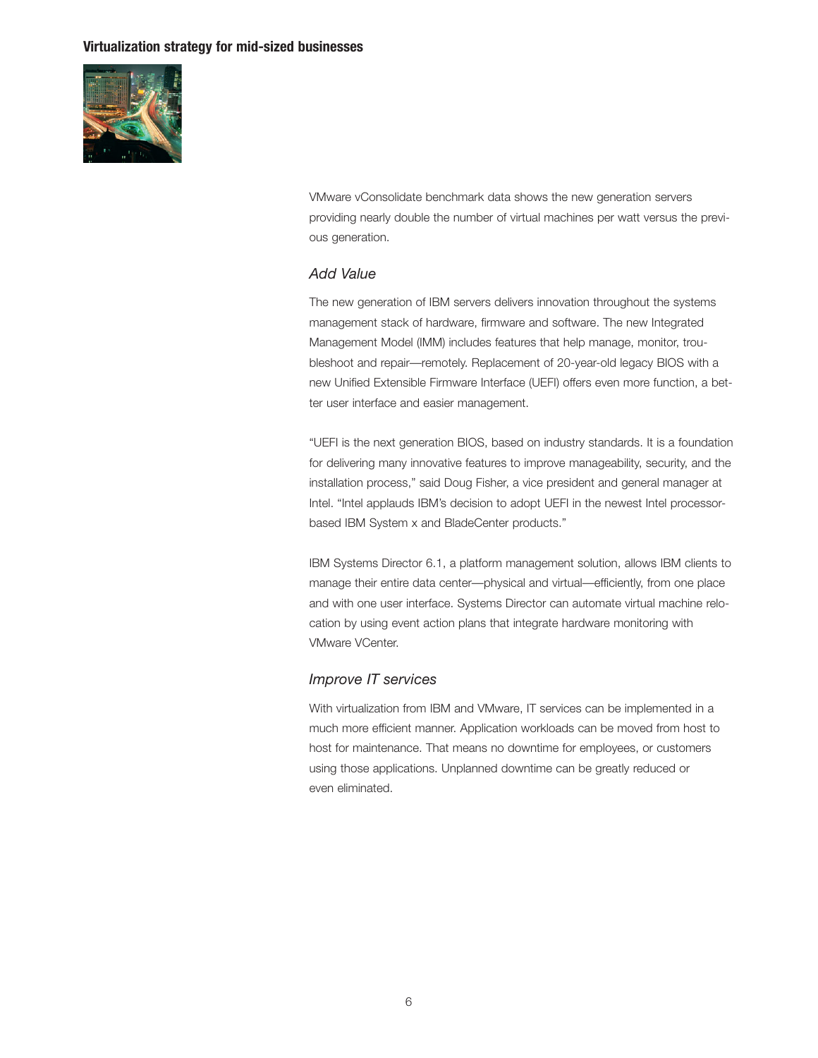VMware vConsolidate benchmark data shows the new generation servers providing nearly double the number of virtual machines per watt versus the previous generation.

### *Add Value*

The new generation of IBM servers delivers innovation throughout the systems management stack of hardware, firmware and software. The new Integrated Management Model (IMM) includes features that help manage, monitor, troubleshoot and repair—remotely. Replacement of 20-year-old legacy BIOS with a new Unified Extensible Firmware Interface (UEFI) offers even more function, a better user interface and easier management.

"UEFI is the next generation BIOS, based on industry standards. It is a foundation for delivering many innovative features to improve manageability, security, and the installation process," said Doug Fisher, a vice president and general manager at Intel. "Intel applauds IBM's decision to adopt UEFI in the newest Intel processor-based IBM System x and BladeCenter products."

IBM Systems Director 6.1, a platform management solution, allows IBM clients to manage their entire data center—physical and virtual—efficiently, from one place and with one user interface. Systems Director can automate virtual machine relocation by using event action plans that integrate hardware monitoring with VMware VCenter.

### *Improve IT services*

With virtualization from IBM and VMware, IT services can be implemented in a much more efficient manner. Application workloads can be moved from host to host for maintenance. That means no downtime for employees, or customers using those applications. Unplanned downtime can be greatly reduced or even eliminated.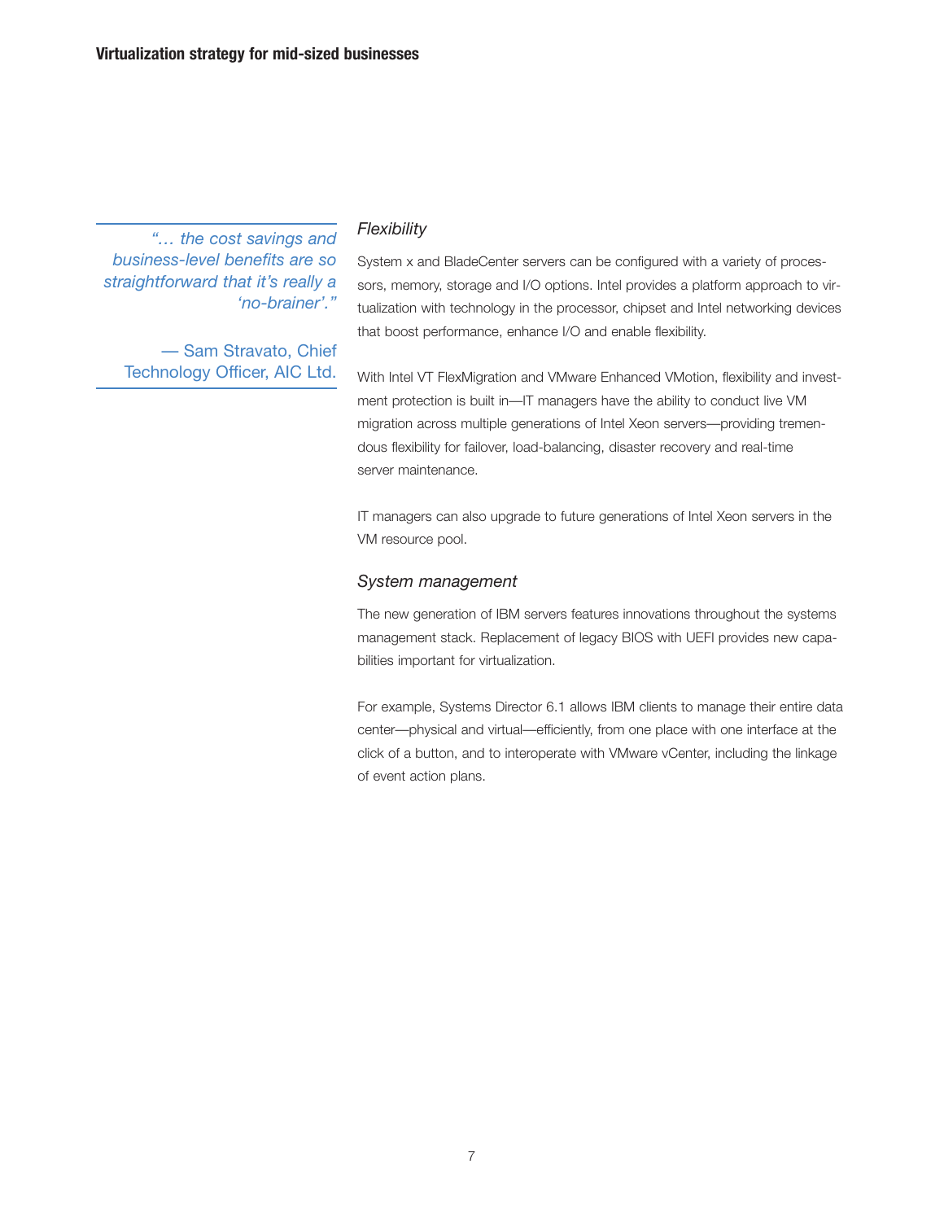> *"… the cost savings and business-level benefits are so straightforward that it's really a 'no-brainer'."*
>
> — Sam Stravato, Chief Technology Officer, AIC Ltd.

### *Flexibility*

System x and BladeCenter servers can be configured with a variety of processors, memory, storage and I/O options. Intel provides a platform approach to virtualization with technology in the processor, chipset and Intel networking devices that boost performance, enhance I/O and enable flexibility.

With Intel VT FlexMigration and VMware Enhanced VMotion, flexibility and investment protection is built in—IT managers have the ability to conduct live VM migration across multiple generations of Intel Xeon servers—providing tremendous flexibility for failover, load-balancing, disaster recovery and real-time server maintenance.

IT managers can also upgrade to future generations of Intel Xeon servers in the VM resource pool.

### *System management*

The new generation of IBM servers features innovations throughout the systems management stack. Replacement of legacy BIOS with UEFI provides new capabilities important for virtualization.

For example, Systems Director 6.1 allows IBM clients to manage their entire data center—physical and virtual—efficiently, from one place with one interface at the click of a button, and to interoperate with VMware vCenter, including the linkage of event action plans.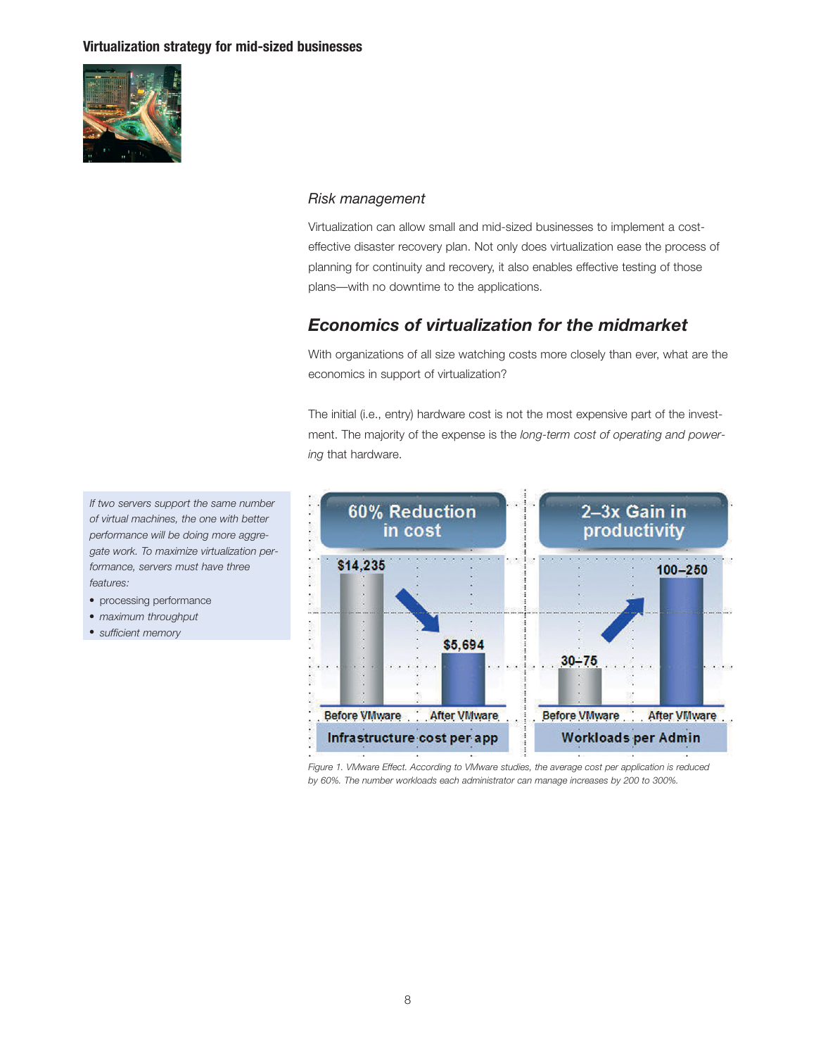### *Risk management*

Virtualization can allow small and mid-sized businesses to implement a cost-effective disaster recovery plan. Not only does virtualization ease the process of planning for continuity and recovery, it also enables effective testing of those plans—with no downtime to the applications.

## *Economics of virtualization for the midmarket*

With organizations of all size watching costs more closely than ever, what are the economics in support of virtualization?

The initial (i.e., entry) hardware cost is not the most expensive part of the investment. The majority of the expense is the *long-term cost of operating and powering* that hardware.

*If two servers support the same number of virtual machines, the one with better performance will be doing more aggregate work. To maximize virtualization performance, servers must have three features:*

- processing performance
- *maximum throughput*
- *sufficient memory*

*Figure 1. VMware Effect. According to VMware studies, the average cost per application is reduced by 60%. The number workloads each administrator can manage increases by 200 to 300%.*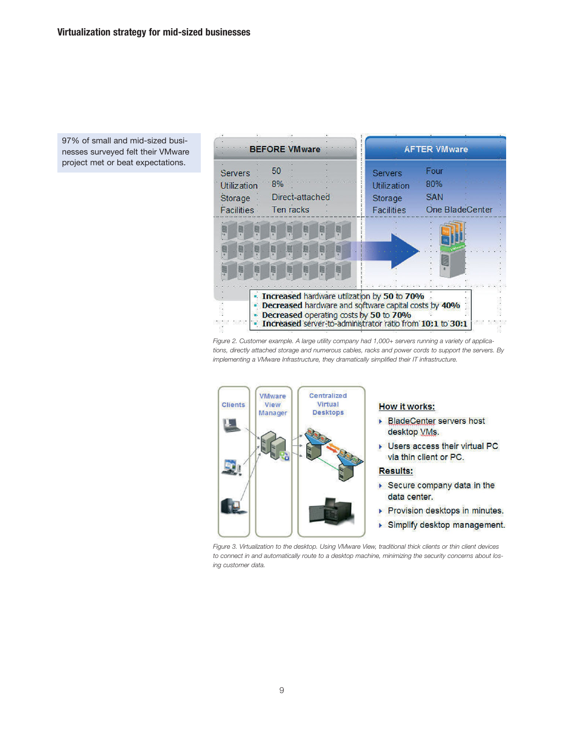97% of small and mid-sized businesses surveyed felt their VMware project met or beat expectations.

| BEFORE VMware | | AFTER VMware | |
|---|---|---|---|
| Servers | 50 | Servers | Four |
| Utilization | 8% | Utilization | 80% |
| Storage | Direct-attached | Storage | SAN |
| Facilities | Ten racks | Facilities | One BladeCenter |

- **Increased** hardware utilization by **50 to 70%**
- **Decreased** hardware and software capital costs by **40%**
- **Decreased** operating costs by **50 to 70%**
- **Increased** server-to-administrator ratio from **10:1** to **30:1**

*Figure 2. Customer example. A large utility company had 1,000+ servers running a variety of applications, directly attached storage and numerous cables, racks and power cords to support the servers. By implementing a VMware Infrastructure, they dramatically simplified their IT infrastructure.*

Clients | VMware View Manager | Centralized Virtual Desktops

**How it works:**

- BladeCenter servers host desktop VMs.
- Users access their virtual PC via thin client or PC.

**Results:**

- Secure company data in the data center.
- Provision desktops in minutes.
- Simplify desktop management.

*Figure 3. Virtualization to the desktop. Using VMware View, traditional thick clients or thin client devices to connect in and automatically route to a desktop machine, minimizing the security concerns about losing customer data.*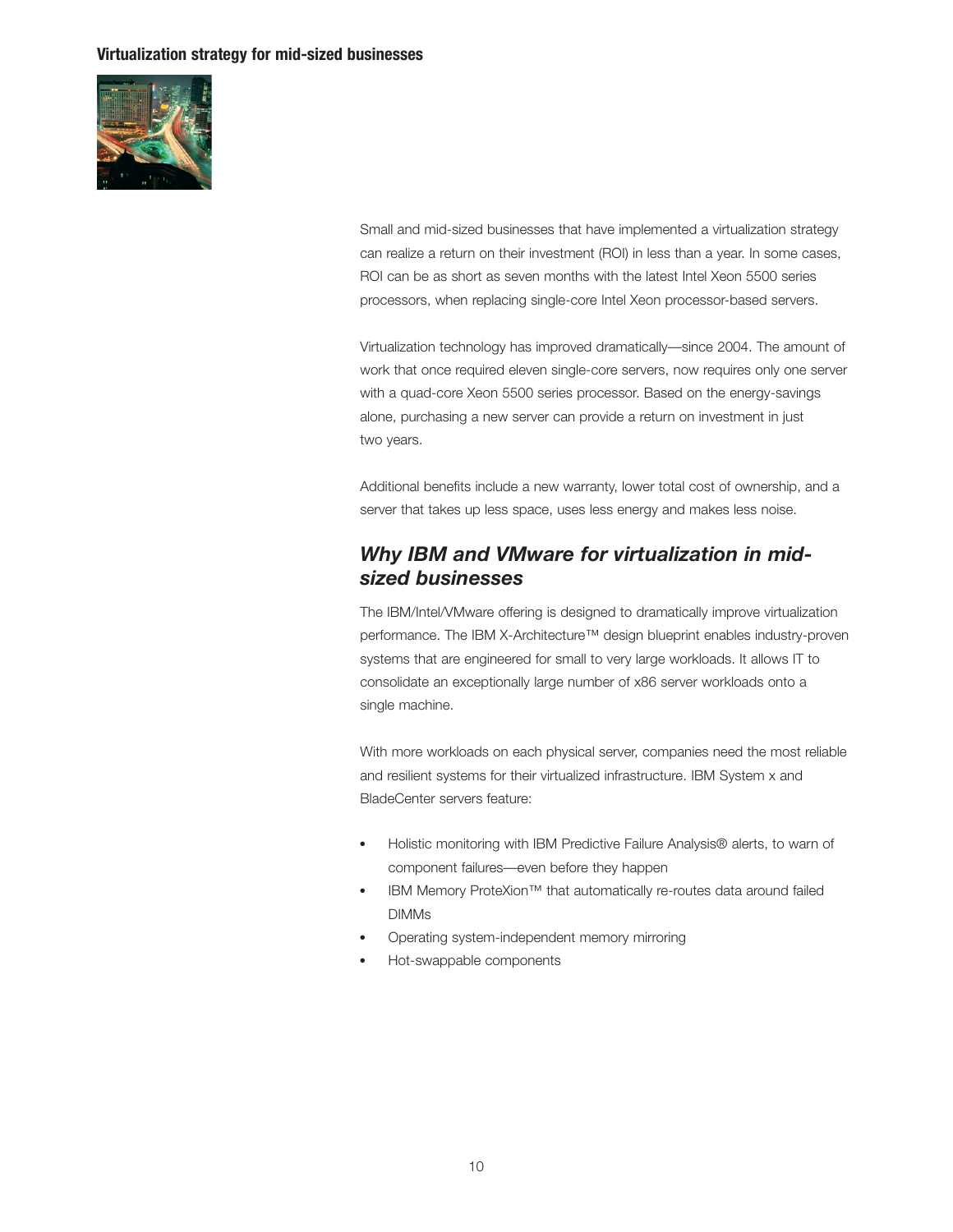Small and mid-sized businesses that have implemented a virtualization strategy can realize a return on their investment (ROI) in less than a year. In some cases, ROI can be as short as seven months with the latest Intel Xeon 5500 series processors, when replacing single-core Intel Xeon processor-based servers.

Virtualization technology has improved dramatically—since 2004. The amount of work that once required eleven single-core servers, now requires only one server with a quad-core Xeon 5500 series processor. Based on the energy-savings alone, purchasing a new server can provide a return on investment in just two years.

Additional benefits include a new warranty, lower total cost of ownership, and a server that takes up less space, uses less energy and makes less noise.

## *Why IBM and VMware for virtualization in mid-sized businesses*

The IBM/Intel/VMware offering is designed to dramatically improve virtualization performance. The IBM X-Architecture™ design blueprint enables industry-proven systems that are engineered for small to very large workloads. It allows IT to consolidate an exceptionally large number of x86 server workloads onto a single machine.

With more workloads on each physical server, companies need the most reliable and resilient systems for their virtualized infrastructure. IBM System x and BladeCenter servers feature:

- Holistic monitoring with IBM Predictive Failure Analysis® alerts, to warn of component failures—even before they happen
- IBM Memory ProteXion™ that automatically re-routes data around failed DIMMs
- Operating system-independent memory mirroring
- Hot-swappable components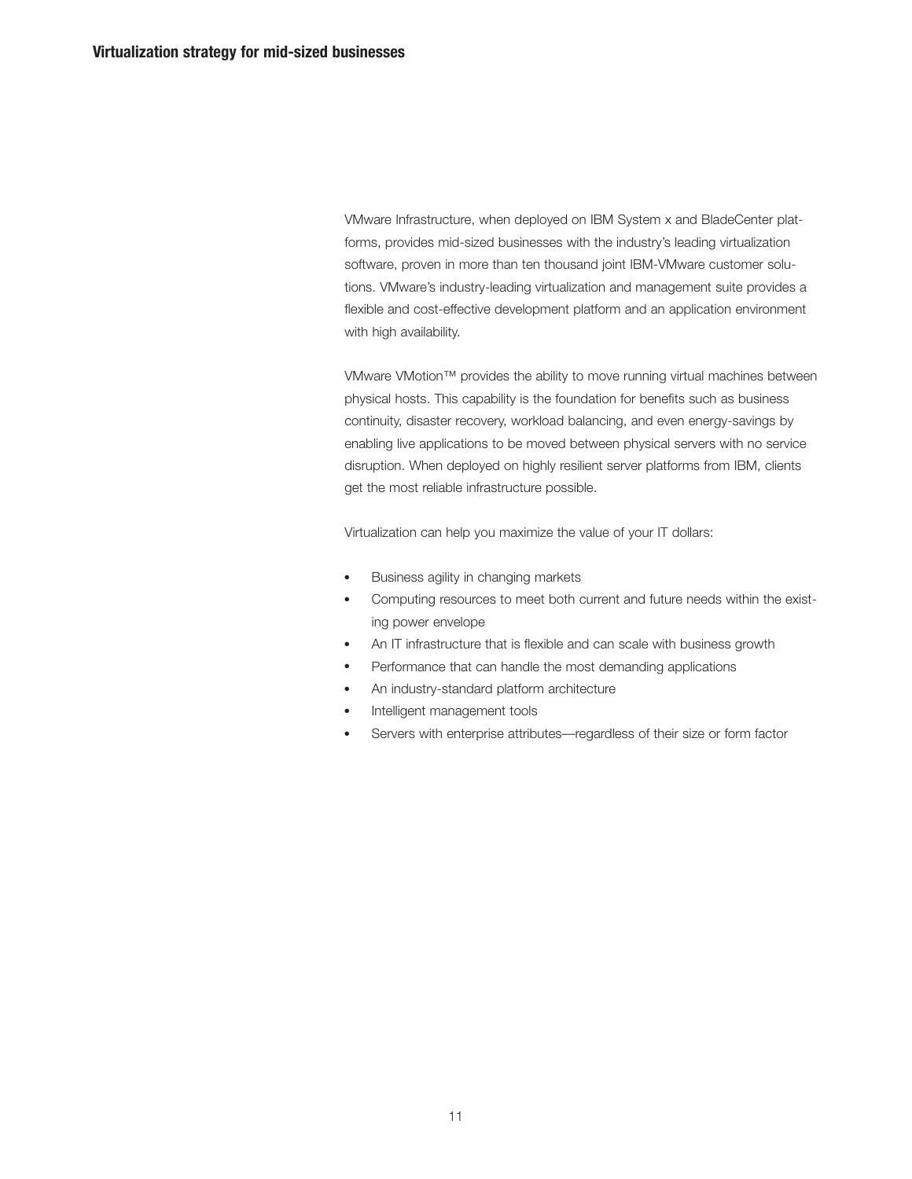VMware Infrastructure, when deployed on IBM System x and BladeCenter platforms, provides mid-sized businesses with the industry's leading virtualization software, proven in more than ten thousand joint IBM-VMware customer solutions. VMware's industry-leading virtualization and management suite provides a flexible and cost-effective development platform and an application environment with high availability.

VMware VMotion™ provides the ability to move running virtual machines between physical hosts. This capability is the foundation for benefits such as business continuity, disaster recovery, workload balancing, and even energy-savings by enabling live applications to be moved between physical servers with no service disruption. When deployed on highly resilient server platforms from IBM, clients get the most reliable infrastructure possible.

Virtualization can help you maximize the value of your IT dollars:

- Business agility in changing markets
- Computing resources to meet both current and future needs within the existing power envelope
- An IT infrastructure that is flexible and can scale with business growth
- Performance that can handle the most demanding applications
- An industry-standard platform architecture
- Intelligent management tools
- Servers with enterprise attributes—regardless of their size or form factor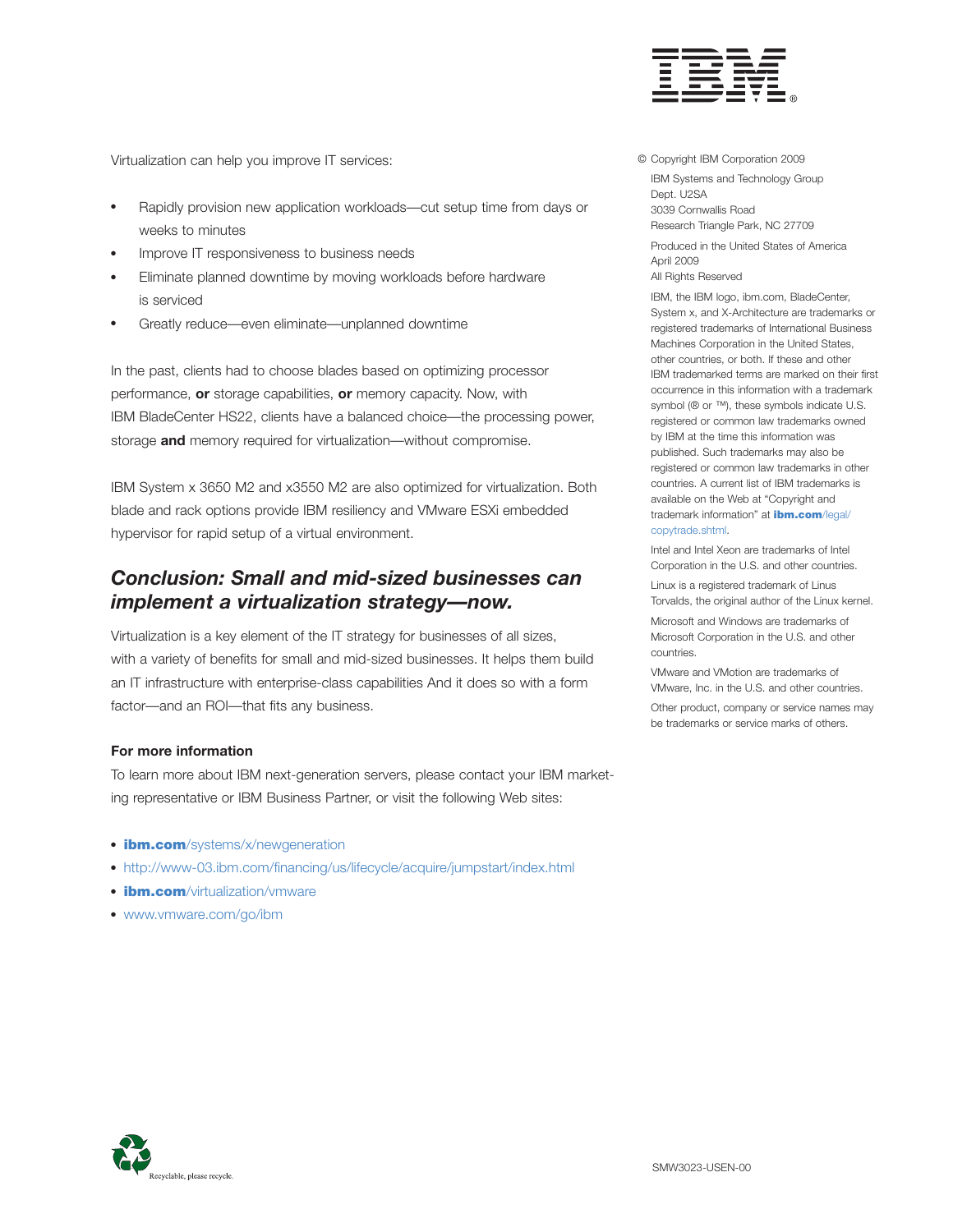Virtualization can help you improve IT services:

- Rapidly provision new application workloads—cut setup time from days or weeks to minutes
- Improve IT responsiveness to business needs
- Eliminate planned downtime by moving workloads before hardware is serviced
- Greatly reduce—even eliminate—unplanned downtime

In the past, clients had to choose blades based on optimizing processor performance, **or** storage capabilities, **or** memory capacity. Now, with IBM BladeCenter HS22, clients have a balanced choice—the processing power, storage **and** memory required for virtualization—without compromise.

IBM System x 3650 M2 and x3550 M2 are also optimized for virtualization. Both blade and rack options provide IBM resiliency and VMware ESXi embedded hypervisor for rapid setup of a virtual environment.

## *Conclusion: Small and mid-sized businesses can implement a virtualization strategy—now.*

Virtualization is a key element of the IT strategy for businesses of all sizes, with a variety of benefits for small and mid-sized businesses. It helps them build an IT infrastructure with enterprise-class capabilities And it does so with a form factor—and an ROI—that fits any business.

### For more information

To learn more about IBM next-generation servers, please contact your IBM marketing representative or IBM Business Partner, or visit the following Web sites:

- **ibm.com**/systems/x/newgeneration
- http://www-03.ibm.com/financing/us/lifecycle/acquire/jumpstart/index.html
- **ibm.com**/virtualization/vmware
- www.vmware.com/go/ibm

© Copyright IBM Corporation 2009

IBM Systems and Technology Group
Dept. U2SA
3039 Cornwallis Road
Research Triangle Park, NC 27709

Produced in the United States of America
April 2009
All Rights Reserved

IBM, the IBM logo, ibm.com, BladeCenter, System x, and X-Architecture are trademarks or registered trademarks of International Business Machines Corporation in the United States, other countries, or both. If these and other IBM trademarked terms are marked on their first occurrence in this information with a trademark symbol (® or ™), these symbols indicate U.S. registered or common law trademarks owned by IBM at the time this information was published. Such trademarks may also be registered or common law trademarks in other countries. A current list of IBM trademarks is available on the Web at "Copyright and trademark information" at **ibm.com**/legal/copytrade.shtml.

Intel and Intel Xeon are trademarks of Intel Corporation in the U.S. and other countries.

Linux is a registered trademark of Linus Torvalds, the original author of the Linux kernel.

Microsoft and Windows are trademarks of Microsoft Corporation in the U.S. and other countries.

VMware and VMotion are trademarks of VMware, Inc. in the U.S. and other countries.

Other product, company or service names may be trademarks or service marks of others.

Recyclable, please recycle.

SMW3023-USEN-00